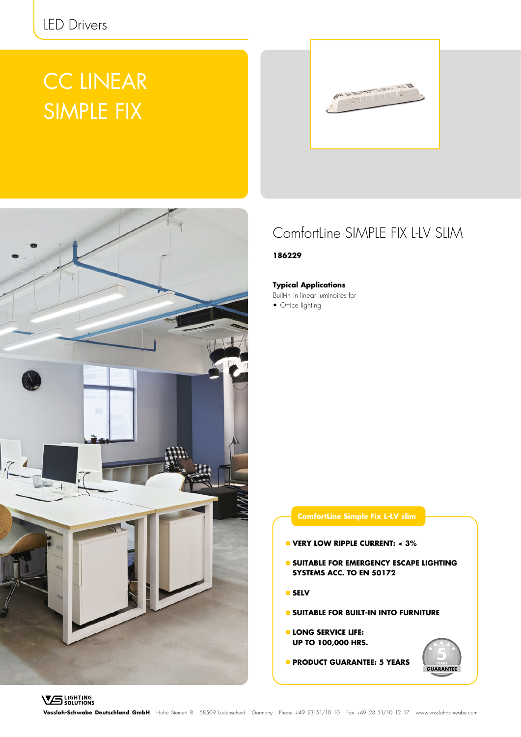LED Drivers

# CC LINEAR SIMPLE FIX

## ComfortLine SIMPLE FIX L-LV SLIM

**186229**

**Typical Applications**

Built-in in linear luminaires for

- Office lighting

**ComfortLine Simple Fix L-LV slim**

- **VERY LOW RIPPLE CURRENT: < 3%**
- **SUITABLE FOR EMERGENCY ESCAPE LIGHTING SYSTEMS ACC. TO EN 50172**
- **SELV**
- **SUITABLE FOR BUILT-IN INTO FURNITURE**
- **LONG SERVICE LIFE: UP TO 100,000 HRS.**
- **PRODUCT GUARANTEE: 5 YEARS**

5 YEARS GUARANTEE

**Vossloh-Schwabe Deutschland GmbH** · Hohe Steinert 8 · 58509 Lüdenscheid · Germany · Phone +49 23 51/10 10 · Fax +49 23 51/10 12 17 · www.vossloh-schwabe.com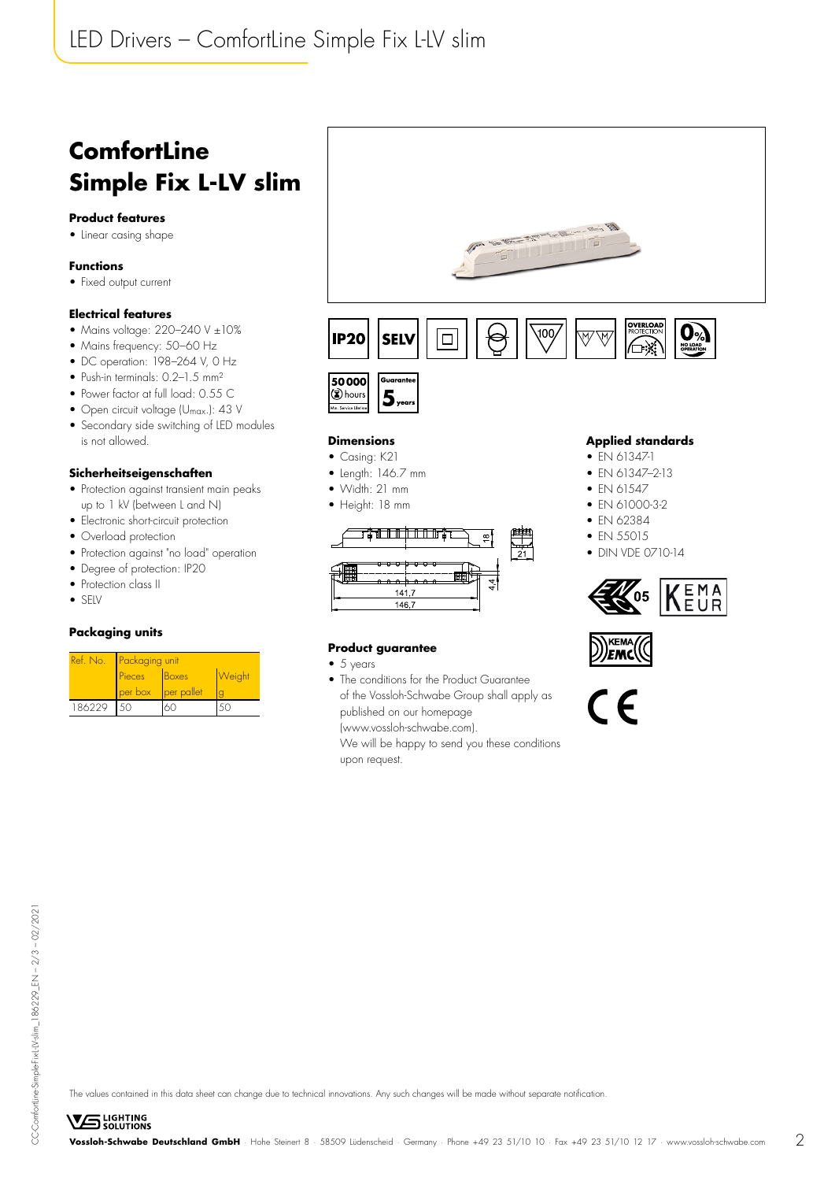# ComfortLine Simple Fix L-LV slim

### Product features

- Linear casing shape

### Functions

- Fixed output current

### Electrical features

- Mains voltage: 220–240 V ±10%
- Mains frequency: 50–60 Hz
- DC operation: 198–264 V, 0 Hz
- Push-in terminals: 0.2–1.5 mm²
- Power factor at full load: 0.55 C
- Open circuit voltage ($U_{max.}$): 43 V
- Secondary side switching of LED modules is not allowed.

### Sicherheitseigenschaften

- Protection against transient main peaks up to 1 kV (between L and N)
- Electronic short-circuit protection
- Overload protection
- Protection against "no load" operation
- Degree of protection: IP20
- Protection class II
- SELV

### Packaging units

| Ref. No. | Packaging unit | | |
|---|---|---|---|
| | Pieces per box | Boxes per pallet | Weight g |
| 186229 | 50 | 60 | 50 |

IP20 | SELV | 100 | OVERLOAD PROTECTION | 0% NO LOAD OPERATION

50000 hours Min. Service lifetime | Guarantee 5 years

### Dimensions

- Casing: K21
- Length: 146.7 mm
- Width: 21 mm
- Height: 18 mm

18 | 21 | 4,4 | 141,7 | 146,7

### Product guarantee

- 5 years
- The conditions for the Product Guarantee of the Vossloh-Schwabe Group shall apply as published on our homepage (www.vossloh-schwabe.com). We will be happy to send you these conditions upon request.

### Applied standards

- EN 61347-1
- EN 61347–2-13
- EN 61547
- EN 61000-3-2
- EN 62384
- EN 55015
- DIN VDE 0710-14

The values contained in this data sheet can change due to technical innovations. Any such changes will be made without separate notification.

**Vossloh-Schwabe Deutschland GmbH** · Hohe Steinert 8 · 58509 Lüdenscheid · Germany · Phone +49 23 51/10 10 · Fax +49 23 51/10 12 17 · www.vossloh-schwabe.com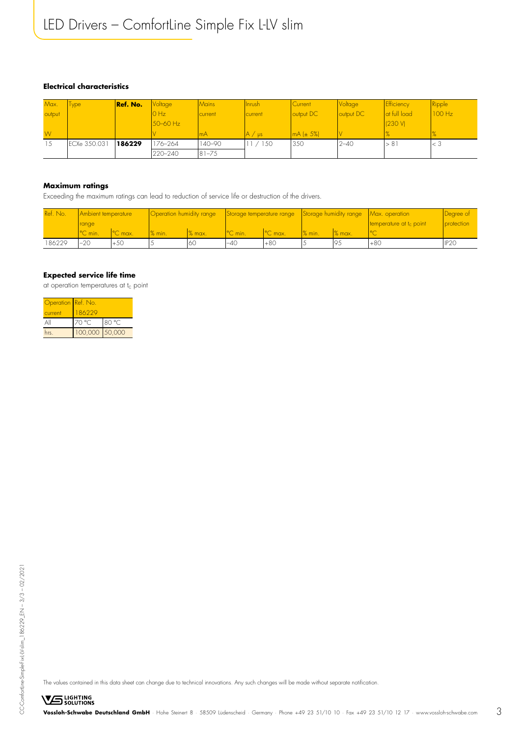# LED Drivers – ComfortLine Simple Fix L-LV slim

### Electrical characteristics

| Max. output W | Type | Ref. No. | Voltage 0 Hz 50–60 Hz V | Mains current mA | Inrush current A / µs | Current output DC mA (± 5%) | Voltage output DC V | Efficiency at full load (230 V) % | Ripple 100 Hz % |
|---|---|---|---|---|---|---|---|---|---|
| 15 | ECXe 350.031 | **186229** | 176–264 | 140–90 | 11 / 150 | 350 | 2–40 | > 81 | < 3 |
| | | | 220–240 | 81–75 | | | | | |

### Maximum ratings

Exceeding the maximum ratings can lead to reduction of service life or destruction of the drivers.

| Ref. No. | Ambient temperature range | | Operation humidity range | | Storage temperature range | | Storage humidity range | | Max. operation temperature at $t_c$ point | Degree of protection |
|---|---|---|---|---|---|---|---|---|---|---|
| | °C min. | °C max. | % min. | % max. | °C min. | °C max. | % min. | % max. | °C | |
| 186229 | –20 | +50 | 5 | 60 | –40 | +80 | 5 | 95 | +80 | IP20 |

### Expected service life time

at operation temperatures at $t_c$ point

| Operation current | Ref. No. 186229 | |
|---|---|---|
| All | 70 °C | 80 °C |
| hrs. | 100,000 | 50,000 |

The values contained in this data sheet can change due to technical innovations. Any such changes will be made without separate notification.

**Vossloh-Schwabe Deutschland GmbH** · Hohe Steinert 8 · 58509 Lüdenscheid · Germany · Phone +49 23 51/10 10 · Fax +49 23 51/10 12 17 · www.vossloh-schwabe.com